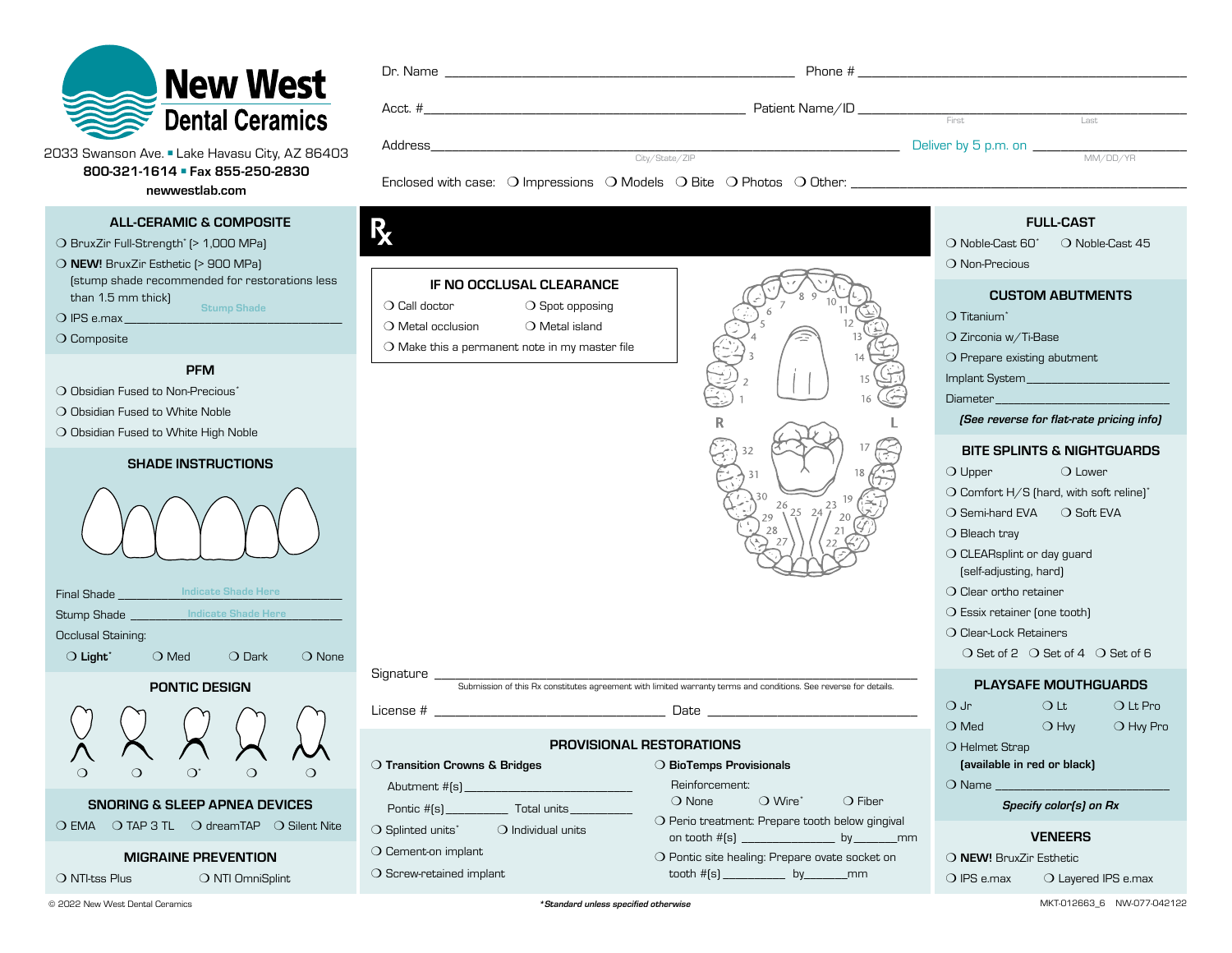# New West Dental Ceramics

2033 Swanson Ave. ▪ Lake Havasu City, AZ 86403
**800-321-1614 ▪ Fax 855-250-2830**
**newwestlab.com**

Dr. Name ______________________ Phone # ______________________

Acct. # ______________________ Patient Name/ID ______________________ (First / Last)

Address ______________________ (City/State/ZIP) Deliver by 5 p.m. on ____________ (MM/DD/YR)

Enclosed with case: ❍ Impressions ❍ Models ❍ Bite ❍ Photos ❍ Other: ______________________

## ALL-CERAMIC & COMPOSITE

- ❍ BruxZir Full-Strength* (> 1,000 MPa)
- ❍ **NEW!** BruxZir Esthetic (> 900 MPa) (stump shade recommended for restorations less than 1.5 mm thick)
- ❍ IPS e.max ____________ Stump Shade
- ❍ Composite

## PFM

- ❍ Obsidian Fused to Non-Precious*
- ❍ Obsidian Fused to White Noble
- ❍ Obsidian Fused to White High Noble

## SHADE INSTRUCTIONS

Final Shade ____________ Indicate Shade Here

Stump Shade ____________ Indicate Shade Here

Occlusal Staining:

❍ **Light*** ❍ Med ❍ Dark ❍ None

## PONTIC DESIGN

❍ ❍ ❍* ❍ ❍

## SNORING & SLEEP APNEA DEVICES

❍ EMA ❍ TAP 3 TL ❍ dreamTAP ❍ Silent Nite

## MIGRAINE PREVENTION

❍ NTI-tss Plus ❍ NTI OmniSplint

## Rx

### IF NO OCCLUSAL CLEARANCE

- ❍ Call doctor ❍ Spot opposing
- ❍ Metal occlusion ❍ Metal island
- ❍ Make this a permanent note in my master file

R 1 2 3 4 5 6 7 8 9 10 11 12 13 14 15 16 L
32 31 30 29 28 27 26 25 24 23 22 21 20 19 18 17

Signature ______________________

Submission of this Rx constitutes agreement with limited warranty terms and conditions. See reverse for details.

License # ______________________ Date ______________________

## PROVISIONAL RESTORATIONS

- ❍ **Transition Crowns & Bridges**
  - Abutment #(s) ____________
  - Pontic #(s) ________ Total units ________
- ❍ Splinted units* ❍ Individual units
- ❍ Cement-on implant
- ❍ Screw-retained implant
- ❍ **BioTemps Provisionals**
  - Reinforcement: ❍ None ❍ Wire* ❍ Fiber
- ❍ Perio treatment: Prepare tooth below gingival on tooth #(s) ________ by ______mm
- ❍ Pontic site healing: Prepare ovate socket on tooth #(s) ________ by ______mm

## FULL-CAST

- ❍ Noble-Cast 60* ❍ Noble-Cast 45
- ❍ Non-Precious

## CUSTOM ABUTMENTS

- ❍ Titanium*
- ❍ Zirconia w/Ti-Base
- ❍ Prepare existing abutment

Implant System ____________

Diameter ____________

***[See reverse for flat-rate pricing info]***

## BITE SPLINTS & NIGHTGUARDS

- ❍ Upper ❍ Lower
- ❍ Comfort H/S (hard, with soft reline)*
- ❍ Semi-hard EVA ❍ Soft EVA
- ❍ Bleach tray
- ❍ CLEARsplint or day guard (self-adjusting, hard)
- ❍ Clear ortho retainer
- ❍ Essix retainer (one tooth)
- ❍ Clear-Lock Retainers
  - ❍ Set of 2 ❍ Set of 4 ❍ Set of 6

## PLAYSAFE MOUTHGUARDS

- ❍ Jr ❍ Lt ❍ Lt Pro
- ❍ Med ❍ Hvy ❍ Hvy Pro
- ❍ Helmet Strap **(available in red or black)**
- ❍ Name ____________

***Specify color(s) on Rx***

## VENEERS

- ❍ **NEW!** BruxZir Esthetic
- ❍ IPS e.max ❍ Layered IPS e.max

© 2022 New West Dental Ceramics

****Standard unless specified otherwise***

MKT-012663_6 NW-077-042122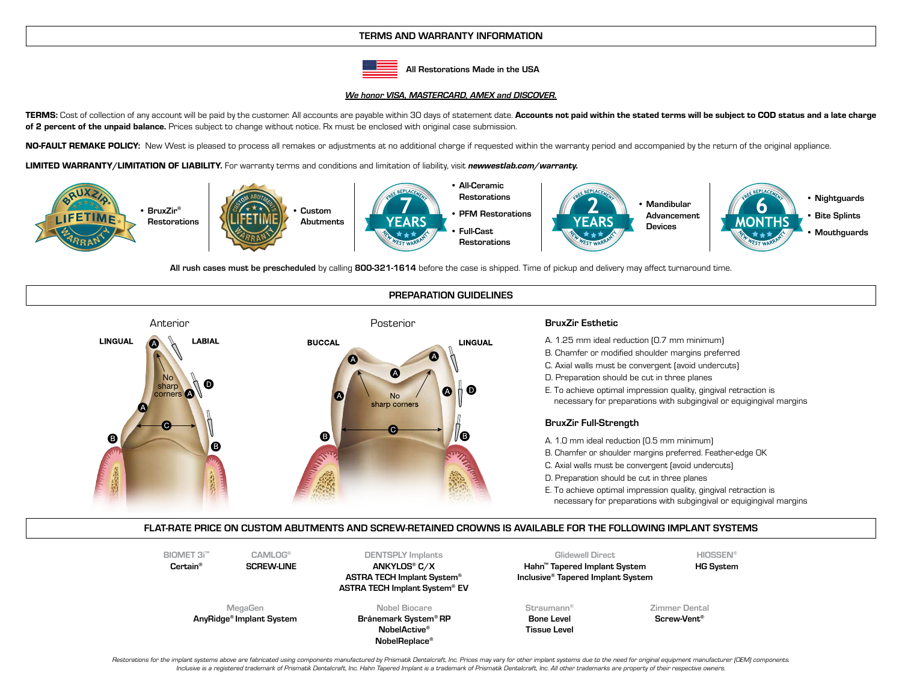## TERMS AND WARRANTY INFORMATION

All Restorations Made in the USA

*We honor VISA, MASTERCARD, AMEX and DISCOVER.*

**TERMS:** Cost of collection of any account will be paid by the customer. All accounts are payable within 30 days of statement date. **Accounts not paid within the stated terms will be subject to COD status and a late charge of 2 percent of the unpaid balance.** Prices subject to change without notice. Rx must be enclosed with original case submission.

**NO-FAULT REMAKE POLICY:** New West is pleased to process all remakes or adjustments at no additional charge if requested within the warranty period and accompanied by the return of the original appliance.

**LIMITED WARRANTY/LIMITATION OF LIABILITY.** For warranty terms and conditions and limitation of liability, visit ***newwestlab.com/warranty.***

BruxZir® Lifetime Warranty
- **BruxZir® Restorations**

Custom Abutments Lifetime Warranty
- **Custom Abutments**

Free Replacement 7 Years New West Warranty
- **All-Ceramic Restorations**
- **PFM Restorations**
- **Full-Cast Restorations**

Free Replacement 2 Years New West Warranty
- **Mandibular Advancement Devices**

Free Replacement 6 Months New West Warranty
- **Nightguards**
- **Bite Splints**
- **Mouthguards**

**All rush cases must be prescheduled** by calling **800-321-1614** before the case is shipped. Time of pickup and delivery may affect turnaround time.

## PREPARATION GUIDELINES

Anterior

LINGUAL

LABIAL

No sharp corners

Posterior

BUCCAL

LINGUAL

No sharp corners

### BruxZir Esthetic

A. 1.25 mm ideal reduction (0.7 mm minimum)
B. Chamfer or modified shoulder margins preferred
C. Axial walls must be convergent (avoid undercuts)
D. Preparation should be cut in three planes
E. To achieve optimal impression quality, gingival retraction is necessary for preparations with subgingival or equigingival margins

### BruxZir Full-Strength

A. 1.0 mm ideal reduction (0.5 mm minimum)
B. Chamfer or shoulder margins preferred. Feather-edge OK
C. Axial walls must be convergent (avoid undercuts)
D. Preparation should be cut in three planes
E. To achieve optimal impression quality, gingival retraction is necessary for preparations with subgingival or equigingival margins

## FLAT-RATE PRICE ON CUSTOM ABUTMENTS AND SCREW-RETAINED CROWNS IS AVAILABLE FOR THE FOLLOWING IMPLANT SYSTEMS

BIOMET 3i™
**Certain®**

CAMLOG®
**SCREW-LINE**

DENTSPLY Implants
**ANKYLOS® C/X**
**ASTRA TECH Implant System®**
**ASTRA TECH Implant System® EV**

Glidewell Direct
**Hahn™ Tapered Implant System**
**Inclusive® Tapered Implant System**

HIOSSEN®
**HG System**

MegaGen
**AnyRidge® Implant System**

Nobel Biocare
**Brånemark System® RP**
**NobelActive®**
**NobelReplace®**

Straumann®
**Bone Level**
**Tissue Level**

Zimmer Dental
**Screw-Vent®**

*Restorations for the implant systems above are fabricated using components manufactured by Prismatik Dentalcraft, Inc. Prices may vary for other implant systems due to the need for original equipment manufacturer (OEM) components. Inclusive is a registered trademark of Prismatik Dentalcraft, Inc. Hahn Tapered Implant is a trademark of Prismatik Dentalcraft, Inc. All other trademarks are property of their respective owners.*